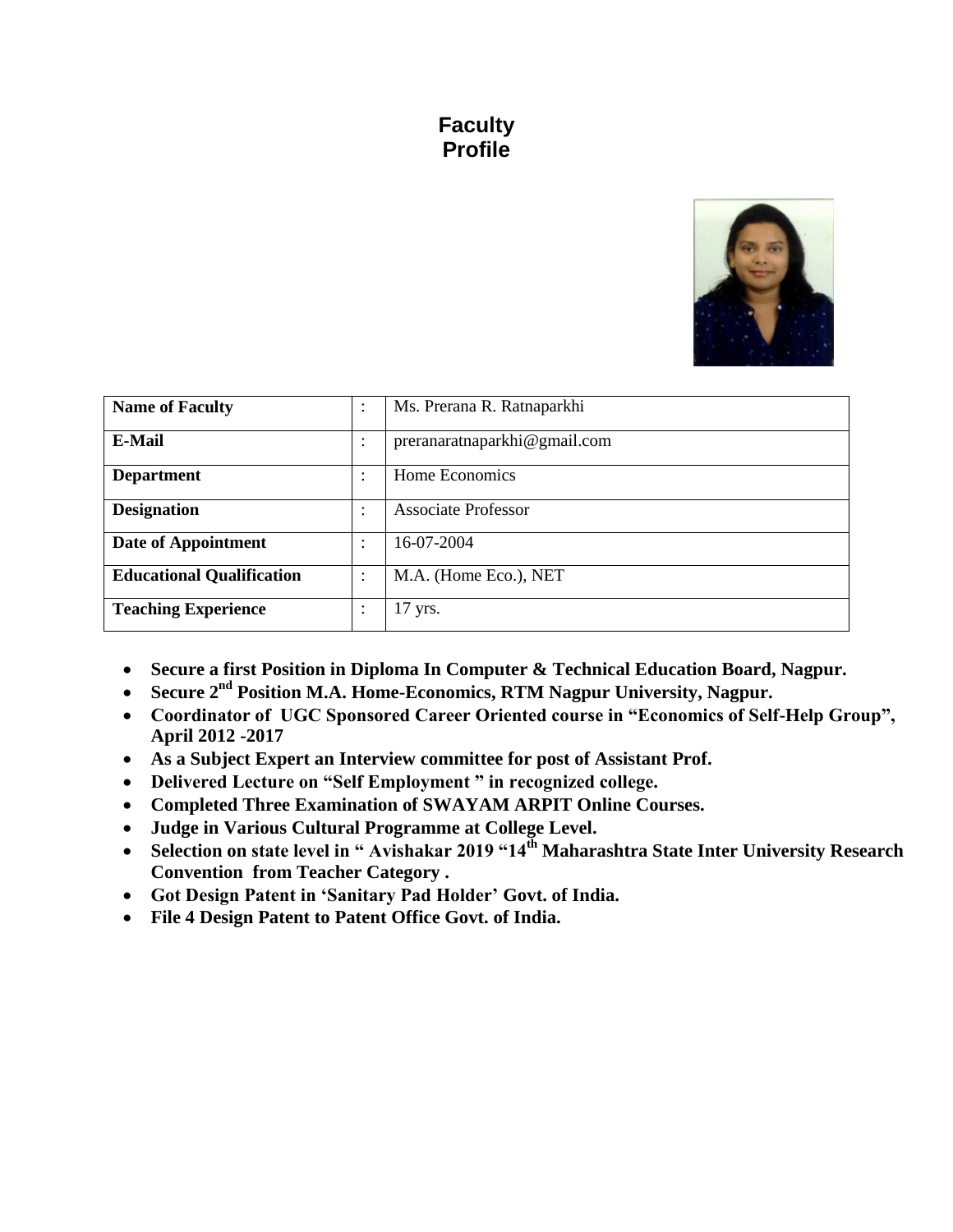# Faculty Profile

| Name of Faculty | : | Ms. Prerana R. Ratnaparkhi |
|---|---|---|
| E-Mail | : | preranaratnaparkhi@gmail.com |
| Department | : | Home Economics |
| Designation | : | Associate Professor |
| Date of Appointment | : | 16-07-2004 |
| Educational Qualification | : | M.A. (Home Eco.), NET |
| Teaching Experience | : | 17 yrs. |

- **Secure a first Position in Diploma In Computer & Technical Education Board, Nagpur.**
- **Secure 2nd Position M.A. Home-Economics, RTM Nagpur University, Nagpur.**
- **Coordinator of UGC Sponsored Career Oriented course in "Economics of Self-Help Group", April 2012 -2017**
- **As a Subject Expert an Interview committee for post of Assistant Prof.**
- **Delivered Lecture on "Self Employment " in recognized college.**
- **Completed Three Examination of SWAYAM ARPIT Online Courses.**
- **Judge in Various Cultural Programme at College Level.**
- **Selection on state level in " Avishakar 2019 "14th Maharashtra State Inter University Research Convention from Teacher Category .**
- **Got Design Patent in 'Sanitary Pad Holder' Govt. of India.**
- **File 4 Design Patent to Patent Office Govt. of India.**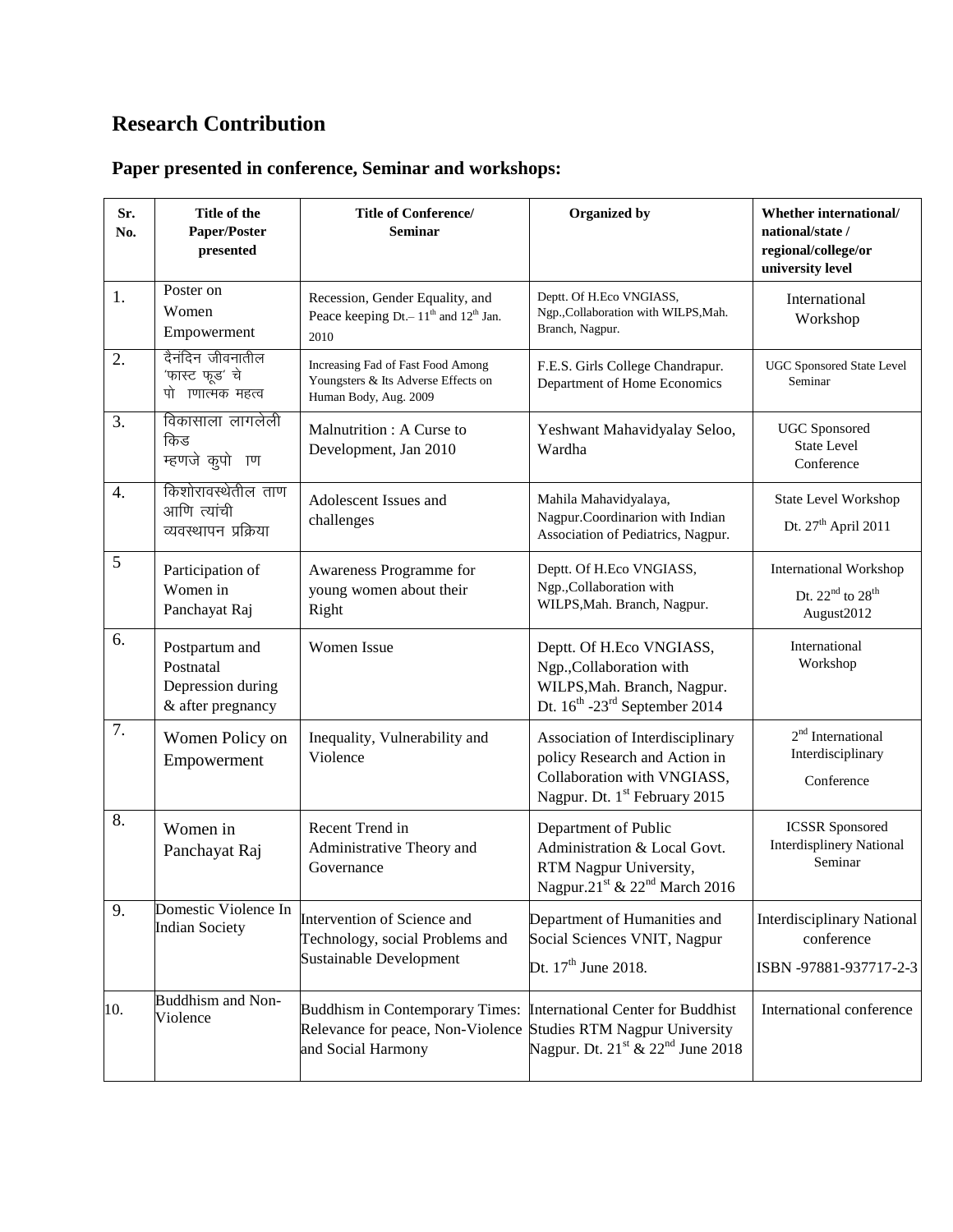## Research Contribution

### Paper presented in conference, Seminar and workshops:

| Sr. No. | Title of the Paper/Poster presented | Title of Conference/ Seminar | Organized by | Whether international/ national/state / regional/college/or university level |
|---|---|---|---|---|
| 1. | Poster on Women Empowerment | Recession, Gender Equality, and Peace keeping Dt.– 11th and 12th Jan. 2010 | Deptt. Of H.Eco VNGIASS, Ngp.,Collaboration with WILPS,Mah. Branch, Nagpur. | International Workshop |
| 2. | दैनंदिन जीवनातील 'फास्ट फूड' चे पो ाणात्मक महत्व | Increasing Fad of Fast Food Among Youngsters & Its Adverse Effects on Human Body, Aug. 2009 | F.E.S. Girls College Chandrapur. Department of Home Economics | UGC Sponsored State Level Seminar |
| 3. | विकासाला लागलेली किड म्हणजे कुपो ाण | Malnutrition : A Curse to Development, Jan 2010 | Yeshwant Mahavidyalay Seloo, Wardha | UGC Sponsored State Level Conference |
| 4. | किशोरावस्थेतील ताण आणि त्यांची व्यवस्थापन प्रक्रिया | Adolescent Issues and challenges | Mahila Mahavidyalaya, Nagpur.Coordinarion with Indian Association of Pediatrics, Nagpur. | State Level Workshop Dt. 27th April 2011 |
| 5 | Participation of Women in Panchayat Raj | Awareness Programme for young women about their Right | Deptt. Of H.Eco VNGIASS, Ngp.,Collaboration with WILPS,Mah. Branch, Nagpur. | International Workshop Dt. 22nd to 28th August2012 |
| 6. | Postpartum and Postnatal Depression during & after pregnancy | Women Issue | Deptt. Of H.Eco VNGIASS, Ngp.,Collaboration with WILPS,Mah. Branch, Nagpur. Dt. 16th -23rd September 2014 | International Workshop |
| 7. | Women Policy on Empowerment | Inequality, Vulnerability and Violence | Association of Interdisciplinary policy Research and Action in Collaboration with VNGIASS, Nagpur. Dt. 1st February 2015 | 2nd International Interdisciplinary Conference |
| 8. | Women in Panchayat Raj | Recent Trend in Administrative Theory and Governance | Department of Public Administration & Local Govt. RTM Nagpur University, Nagpur.21st & 22nd March 2016 | ICSSR Sponsored Interdisplinery National Seminar |
| 9. | Domestic Violence In Indian Society | Intervention of Science and Technology, social Problems and Sustainable Development | Department of Humanities and Social Sciences VNIT, Nagpur Dt. 17th June 2018. | Interdisciplinary National conference ISBN -97881-937717-2-3 |
| 10. | Buddhism and Non-Violence | Buddhism in Contemporary Times: Relevance for peace, Non-Violence and Social Harmony | International Center for Buddhist Studies RTM Nagpur University Nagpur. Dt. 21st & 22nd June 2018 | International conference |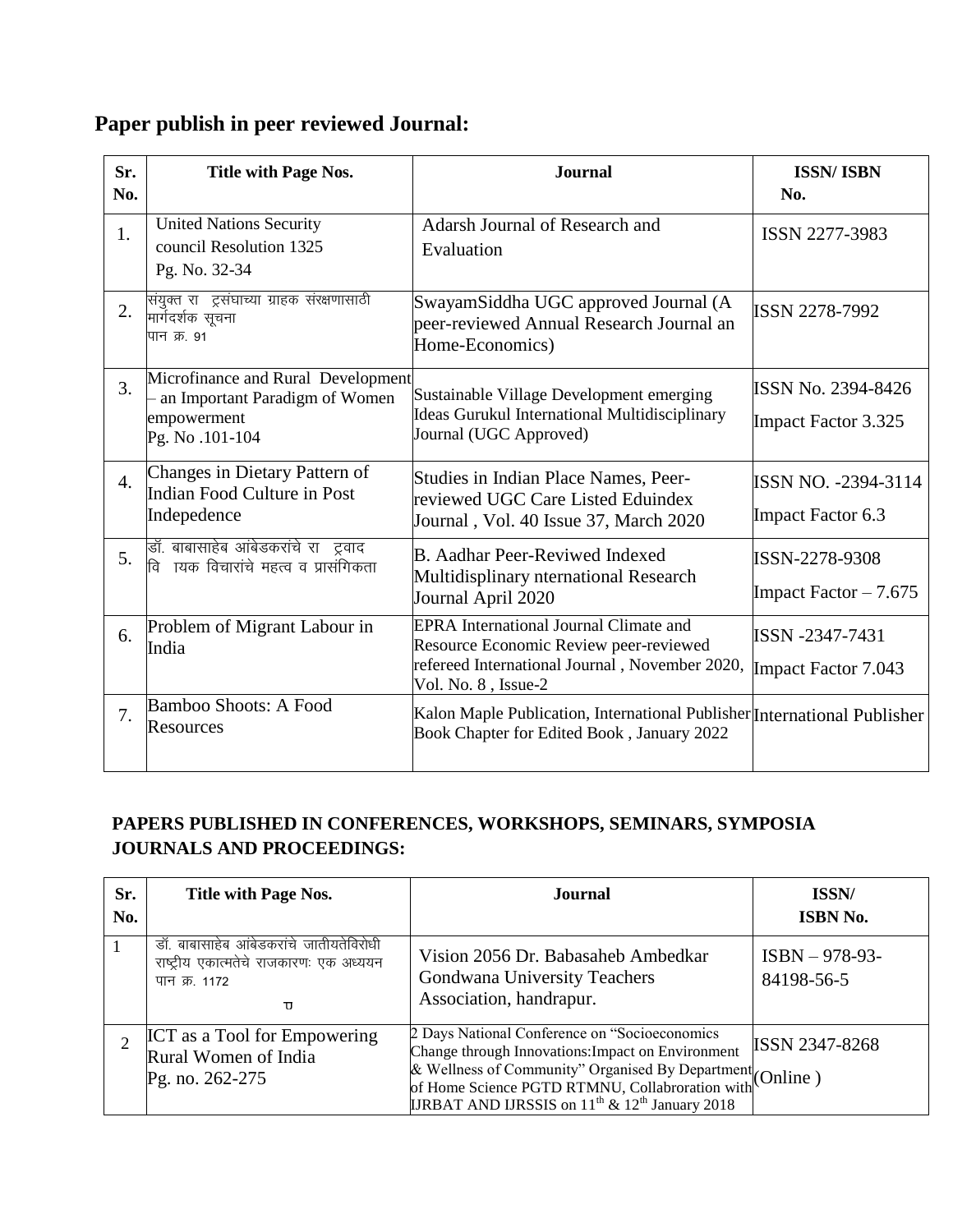## Paper publish in peer reviewed Journal:

| Sr. No. | Title with Page Nos. | Journal | ISSN/ ISBN No. |
|---|---|---|---|
| 1. | United Nations Security council Resolution 1325 Pg. No. 32-34 | Adarsh Journal of Research and Evaluation | ISSN 2277-3983 |
| 2. | संयुक्त रा ट्रसंघाच्या ग्राहक संरक्षणासाठी मार्गदर्शक सूचना पान क्र. 91 | SwayamSiddha UGC approved Journal (A peer-reviewed Annual Research Journal an Home-Economics) | ISSN 2278-7992 |
| 3. | Microfinance and Rural Development – an Important Paradigm of Women empowerment Pg. No .101-104 | Sustainable Village Development emerging Ideas Gurukul International Multidisciplinary Journal (UGC Approved) | ISSN No. 2394-8426 Impact Factor 3.325 |
| 4. | Changes in Dietary Pattern of Indian Food Culture in Post Indepedence | Studies in Indian Place Names, Peer-reviewed UGC Care Listed Eduindex Journal , Vol. 40 Issue 37, March 2020 | ISSN NO. -2394-3114 Impact Factor 6.3 |
| 5. | डॉ. बाबासाहेब आंबेडकरांचे रा ट्रवाद वि ायक विचारांचे महत्व व प्रासंगिकता | B. Aadhar Peer-Reviwed Indexed Multidisplinary nternational Research Journal April 2020 | ISSN-2278-9308 Impact Factor – 7.675 |
| 6. | Problem of Migrant Labour in India | EPRA International Journal Climate and Resource Economic Review peer-reviewed refereed International Journal , November 2020, Vol. No. 8 , Issue-2 | ISSN -2347-7431 Impact Factor 7.043 |
| 7. | Bamboo Shoots: A Food Resources | Kalon Maple Publication, International Publisher Book Chapter for Edited Book , January 2022 | International Publisher |

## PAPERS PUBLISHED IN CONFERENCES, WORKSHOPS, SEMINARS, SYMPOSIA JOURNALS AND PROCEEDINGS:

| Sr. No. | Title with Page Nos. | Journal | ISSN/ ISBN No. |
|---|---|---|---|
| 1 | डॉ. बाबासाहेब आंबेडकरांचे जातीयतेविरोधी राष्ट्रीय एकात्मतेचे राजकारणः एक अध्ययन पान क्र. 1172 | Vision 2056 Dr. Babasaheb Ambedkar Gondwana University Teachers Association, handrapur. | ISBN – 978-93-84198-56-5 |
| 2 | ICT as a Tool for Empowering Rural Women of India Pg. no. 262-275 | 2 Days National Conference on "Socioeconomics Change through Innovations:Impact on Environment & Wellness of Community" Organised By Department of Home Science PGTD RTMNU, Collabroration with IJRBAT AND IJRSSIS on 11th & 12th January 2018 | ISSN 2347-8268 (Online ) |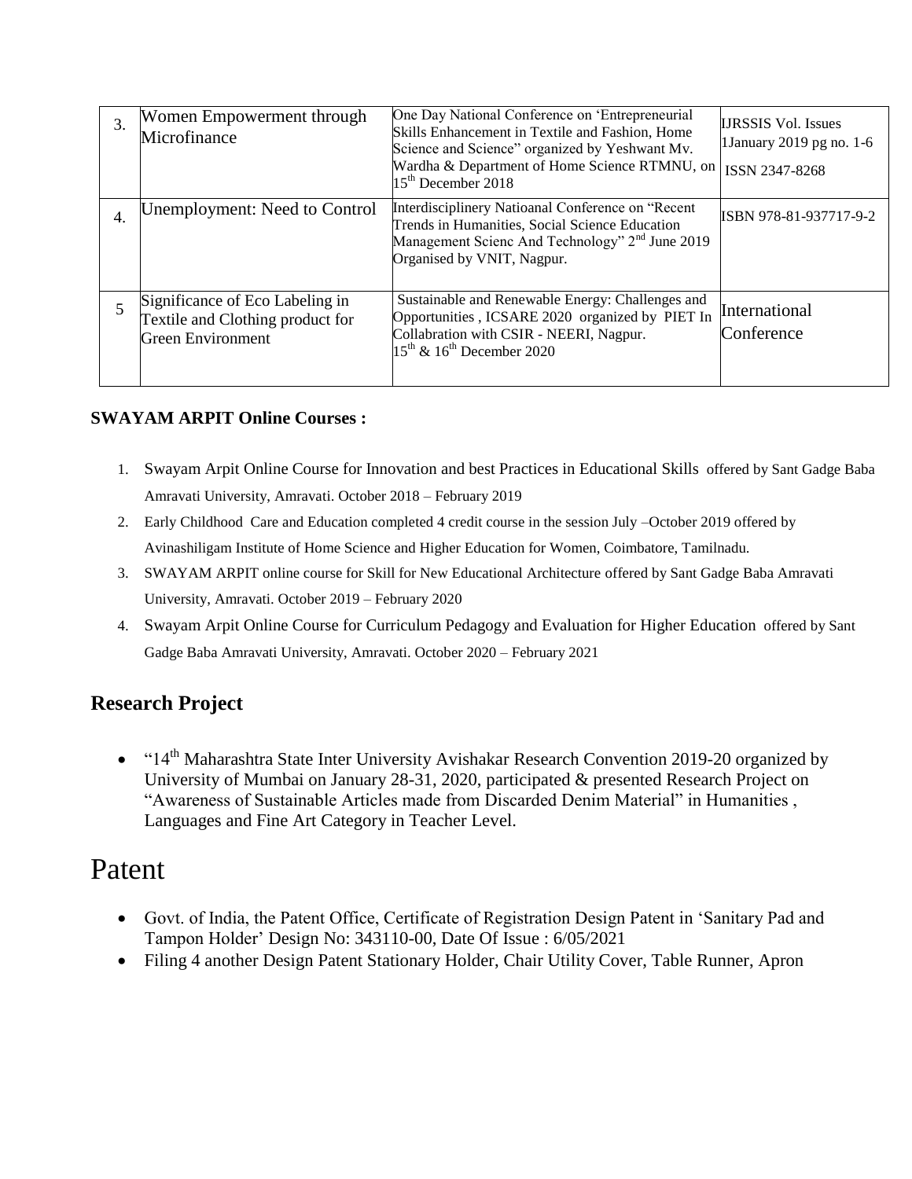| | | | |
|---|---|---|---|
| 3. | Women Empowerment through Microfinance | One Day National Conference on 'Entrepreneurial Skills Enhancement in Textile and Fashion, Home Science and Science" organized by Yeshwant Mv. Wardha & Department of Home Science RTMNU, on 15th December 2018 | IJRSSIS Vol. Issues 1January 2019 pg no. 1-6 ISSN 2347-8268 |
| 4. | Unemployment: Need to Control | Interdisciplinery Natioanal Conference on "Recent Trends in Humanities, Social Science Education Management Scienc And Technology" 2nd June 2019 Organised by VNIT, Nagpur. | ISBN 978-81-937717-9-2 |
| 5 | Significance of Eco Labeling in Textile and Clothing product for Green Environment | Sustainable and Renewable Energy: Challenges and Opportunities , ICSARE 2020 organized by PIET In Collabration with CSIR - NEERI, Nagpur. 15th & 16th December 2020 | International Conference |

**SWAYAM ARPIT Online Courses :**

1. Swayam Arpit Online Course for Innovation and best Practices in Educational Skills offered by Sant Gadge Baba Amravati University, Amravati. October 2018 – February 2019
2. Early Childhood Care and Education completed 4 credit course in the session July –October 2019 offered by Avinashiligam Institute of Home Science and Higher Education for Women, Coimbatore, Tamilnadu.
3. SWAYAM ARPIT online course for Skill for New Educational Architecture offered by Sant Gadge Baba Amravati University, Amravati. October 2019 – February 2020
4. Swayam Arpit Online Course for Curriculum Pedagogy and Evaluation for Higher Education offered by Sant Gadge Baba Amravati University, Amravati. October 2020 – February 2021

## Research Project

- "14th Maharashtra State Inter University Avishakar Research Convention 2019-20 organized by University of Mumbai on January 28-31, 2020, participated & presented Research Project on "Awareness of Sustainable Articles made from Discarded Denim Material" in Humanities , Languages and Fine Art Category in Teacher Level.

# Patent

- Govt. of India, the Patent Office, Certificate of Registration Design Patent in 'Sanitary Pad and Tampon Holder' Design No: 343110-00, Date Of Issue : 6/05/2021
- Filing 4 another Design Patent Stationary Holder, Chair Utility Cover, Table Runner, Apron